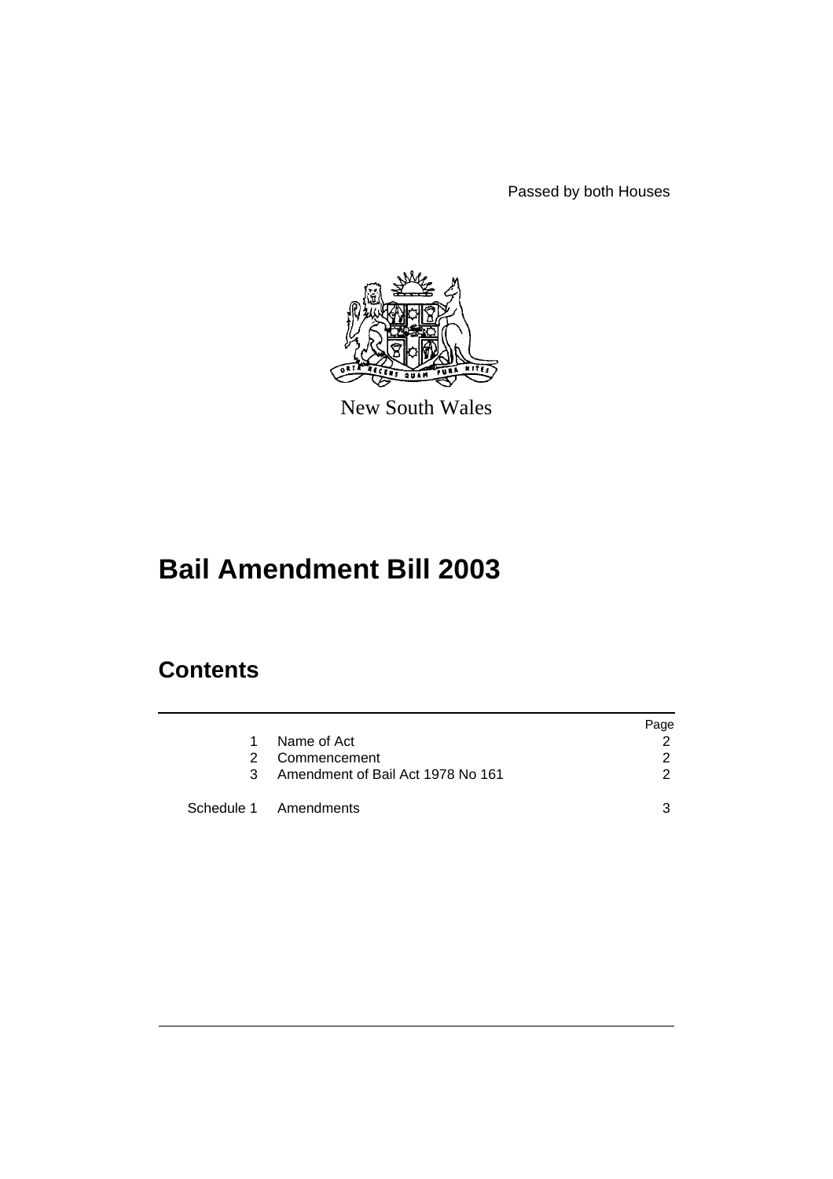Passed by both Houses

New South Wales

# Bail Amendment Bill 2003

## Contents

| | | Page |
|---|---|---|
| 1 | Name of Act | 2 |
| 2 | Commencement | 2 |
| 3 | Amendment of Bail Act 1978 No 161 | 2 |
| Schedule 1 | Amendments | 3 |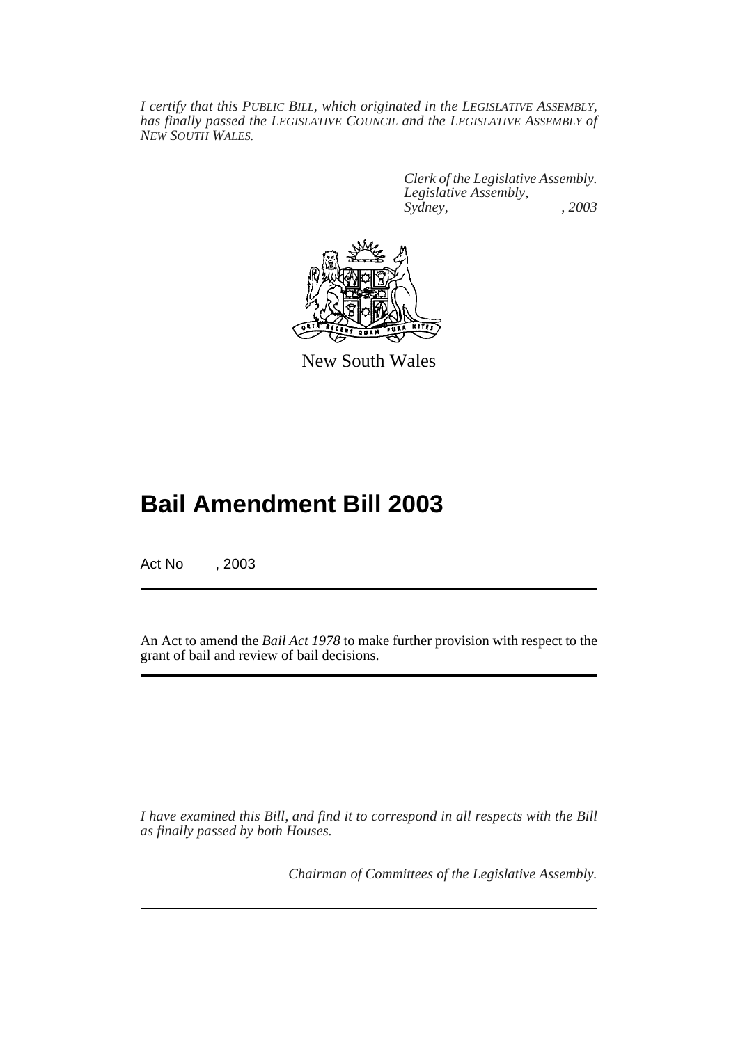*I certify that this PUBLIC BILL, which originated in the LEGISLATIVE ASSEMBLY, has finally passed the LEGISLATIVE COUNCIL and the LEGISLATIVE ASSEMBLY of NEW SOUTH WALES.*

*Clerk of the Legislative Assembly.*
*Legislative Assembly,*
*Sydney, , 2003*

New South Wales

# Bail Amendment Bill 2003

Act No , 2003

An Act to amend the *Bail Act 1978* to make further provision with respect to the grant of bail and review of bail decisions.

*I have examined this Bill, and find it to correspond in all respects with the Bill as finally passed by both Houses.*

*Chairman of Committees of the Legislative Assembly.*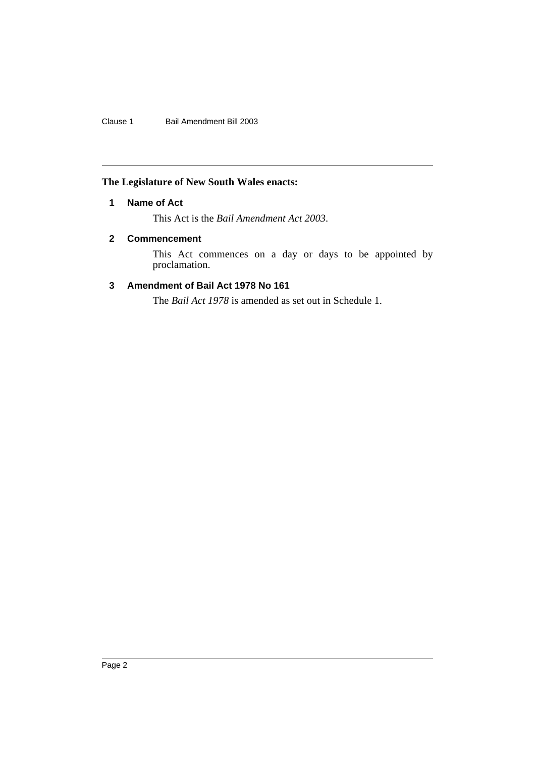**The Legislature of New South Wales enacts:**

## 1 Name of Act

This Act is the *Bail Amendment Act 2003*.

## 2 Commencement

This Act commences on a day or days to be appointed by proclamation.

## 3 Amendment of Bail Act 1978 No 161

The *Bail Act 1978* is amended as set out in Schedule 1.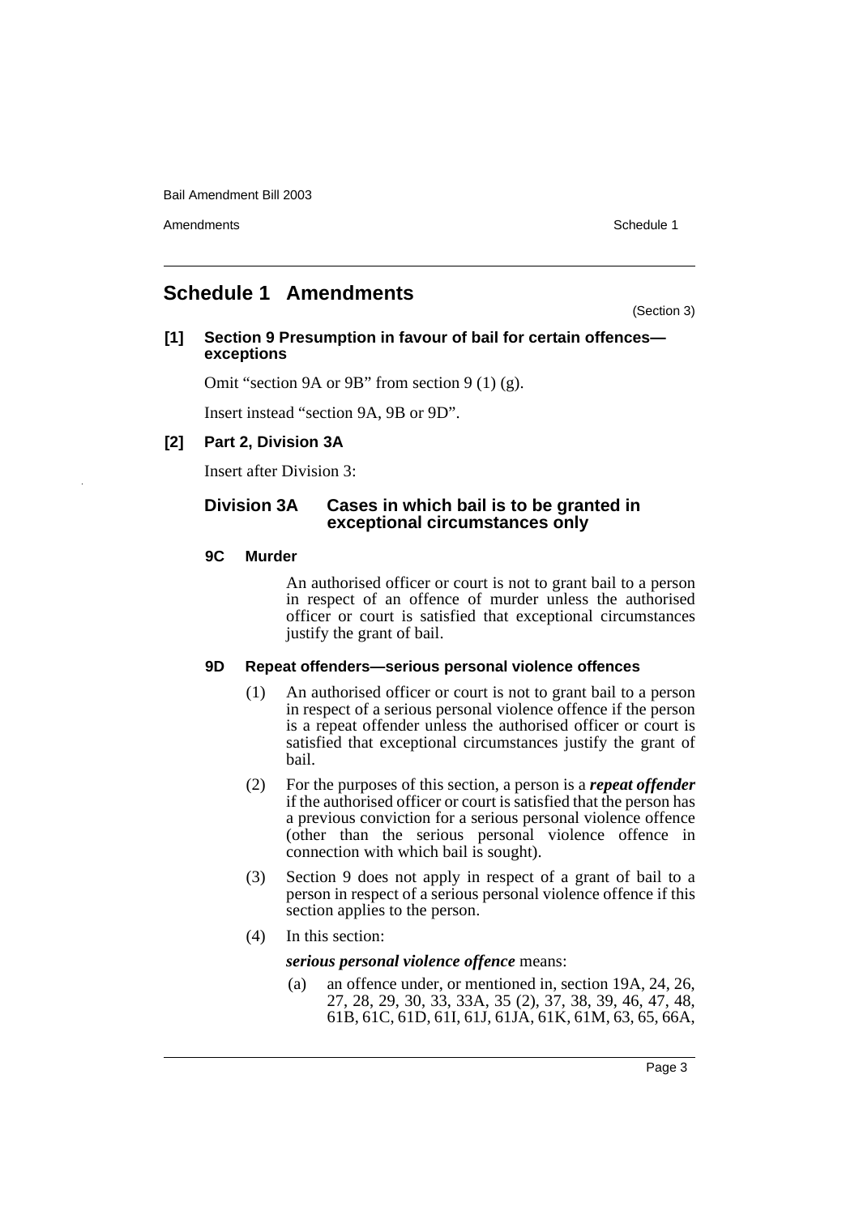# Schedule 1 Amendments

(Section 3)

**[1] Section 9 Presumption in favour of bail for certain offences—exceptions**

Omit "section 9A or 9B" from section 9 (1) (g).

Insert instead "section 9A, 9B or 9D".

**[2] Part 2, Division 3A**

Insert after Division 3:

## Division 3A Cases in which bail is to be granted in exceptional circumstances only

### 9C Murder

An authorised officer or court is not to grant bail to a person in respect of an offence of murder unless the authorised officer or court is satisfied that exceptional circumstances justify the grant of bail.

### 9D Repeat offenders—serious personal violence offences

(1) An authorised officer or court is not to grant bail to a person in respect of a serious personal violence offence if the person is a repeat offender unless the authorised officer or court is satisfied that exceptional circumstances justify the grant of bail.

(2) For the purposes of this section, a person is a ***repeat offender*** if the authorised officer or court is satisfied that the person has a previous conviction for a serious personal violence offence (other than the serious personal violence offence in connection with which bail is sought).

(3) Section 9 does not apply in respect of a grant of bail to a person in respect of a serious personal violence offence if this section applies to the person.

(4) In this section:

***serious personal violence offence*** means:

(a) an offence under, or mentioned in, section 19A, 24, 26, 27, 28, 29, 30, 33, 33A, 35 (2), 37, 38, 39, 46, 47, 48, 61B, 61C, 61D, 61I, 61J, 61JA, 61K, 61M, 63, 65, 66A,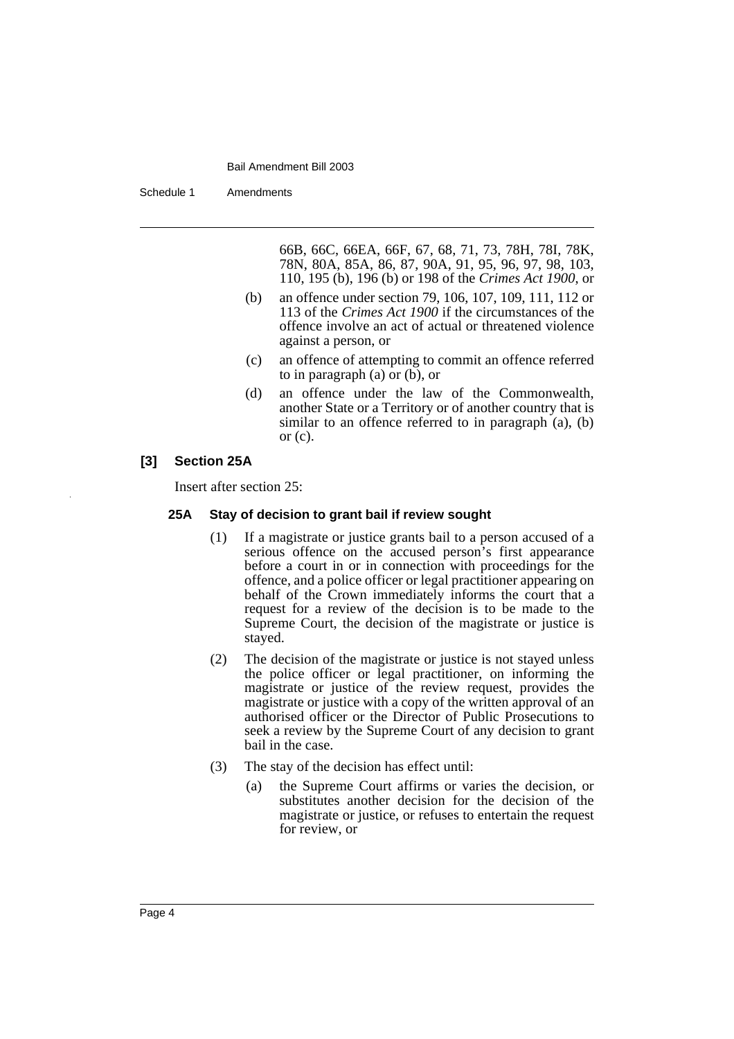66B, 66C, 66EA, 66F, 67, 68, 71, 73, 78H, 78I, 78K, 78N, 80A, 85A, 86, 87, 90A, 91, 95, 96, 97, 98, 103, 110, 195 (b), 196 (b) or 198 of the *Crimes Act 1900*, or

(b) an offence under section 79, 106, 107, 109, 111, 112 or 113 of the *Crimes Act 1900* if the circumstances of the offence involve an act of actual or threatened violence against a person, or

(c) an offence of attempting to commit an offence referred to in paragraph (a) or (b), or

(d) an offence under the law of the Commonwealth, another State or a Territory or of another country that is similar to an offence referred to in paragraph (a), (b) or (c).

**[3] Section 25A**

Insert after section 25:

**25A Stay of decision to grant bail if review sought**

(1) If a magistrate or justice grants bail to a person accused of a serious offence on the accused person's first appearance before a court in or in connection with proceedings for the offence, and a police officer or legal practitioner appearing on behalf of the Crown immediately informs the court that a request for a review of the decision is to be made to the Supreme Court, the decision of the magistrate or justice is stayed.

(2) The decision of the magistrate or justice is not stayed unless the police officer or legal practitioner, on informing the magistrate or justice of the review request, provides the magistrate or justice with a copy of the written approval of an authorised officer or the Director of Public Prosecutions to seek a review by the Supreme Court of any decision to grant bail in the case.

(3) The stay of the decision has effect until:

(a) the Supreme Court affirms or varies the decision, or substitutes another decision for the decision of the magistrate or justice, or refuses to entertain the request for review, or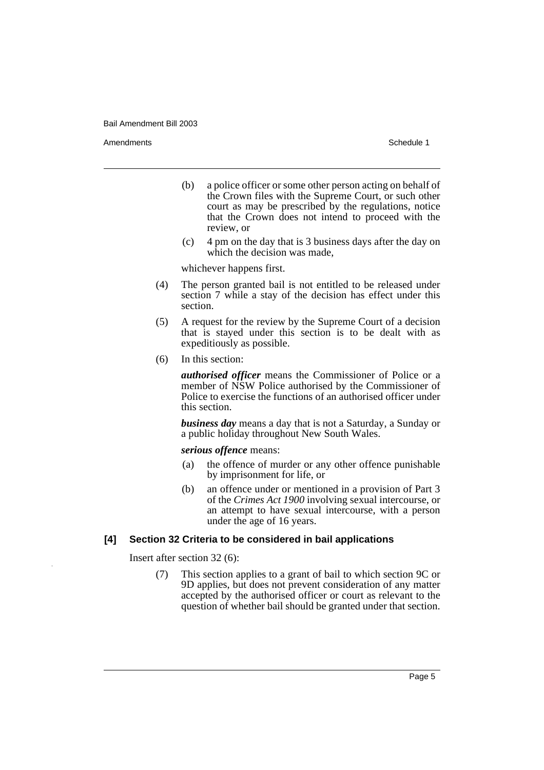(b) a police officer or some other person acting on behalf of the Crown files with the Supreme Court, or such other court as may be prescribed by the regulations, notice that the Crown does not intend to proceed with the review, or

(c) 4 pm on the day that is 3 business days after the day on which the decision was made,

whichever happens first.

(4) The person granted bail is not entitled to be released under section 7 while a stay of the decision has effect under this section.

(5) A request for the review by the Supreme Court of a decision that is stayed under this section is to be dealt with as expeditiously as possible.

(6) In this section:

***authorised officer*** means the Commissioner of Police or a member of NSW Police authorised by the Commissioner of Police to exercise the functions of an authorised officer under this section.

***business day*** means a day that is not a Saturday, a Sunday or a public holiday throughout New South Wales.

***serious offence*** means:

(a) the offence of murder or any other offence punishable by imprisonment for life, or

(b) an offence under or mentioned in a provision of Part 3 of the *Crimes Act 1900* involving sexual intercourse, or an attempt to have sexual intercourse, with a person under the age of 16 years.

**[4] Section 32 Criteria to be considered in bail applications**

Insert after section 32 (6):

(7) This section applies to a grant of bail to which section 9C or 9D applies, but does not prevent consideration of any matter accepted by the authorised officer or court as relevant to the question of whether bail should be granted under that section.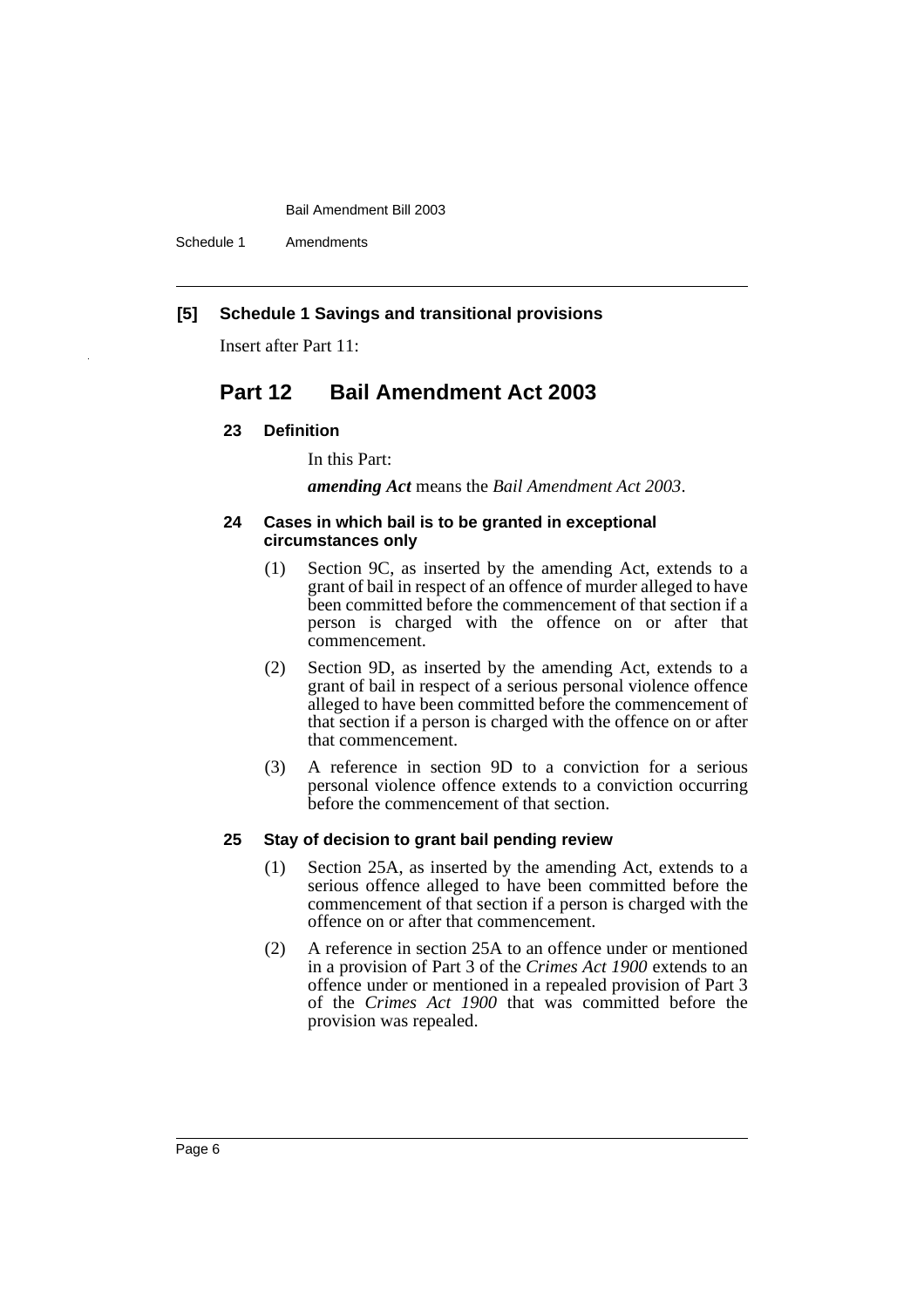**[5] Schedule 1 Savings and transitional provisions**

Insert after Part 11:

## Part 12 Bail Amendment Act 2003

### 23 Definition

In this Part:

***amending Act*** means the *Bail Amendment Act 2003*.

### 24 Cases in which bail is to be granted in exceptional circumstances only

(1) Section 9C, as inserted by the amending Act, extends to a grant of bail in respect of an offence of murder alleged to have been committed before the commencement of that section if a person is charged with the offence on or after that commencement.

(2) Section 9D, as inserted by the amending Act, extends to a grant of bail in respect of a serious personal violence offence alleged to have been committed before the commencement of that section if a person is charged with the offence on or after that commencement.

(3) A reference in section 9D to a conviction for a serious personal violence offence extends to a conviction occurring before the commencement of that section.

### 25 Stay of decision to grant bail pending review

(1) Section 25A, as inserted by the amending Act, extends to a serious offence alleged to have been committed before the commencement of that section if a person is charged with the offence on or after that commencement.

(2) A reference in section 25A to an offence under or mentioned in a provision of Part 3 of the *Crimes Act 1900* extends to an offence under or mentioned in a repealed provision of Part 3 of the *Crimes Act 1900* that was committed before the provision was repealed.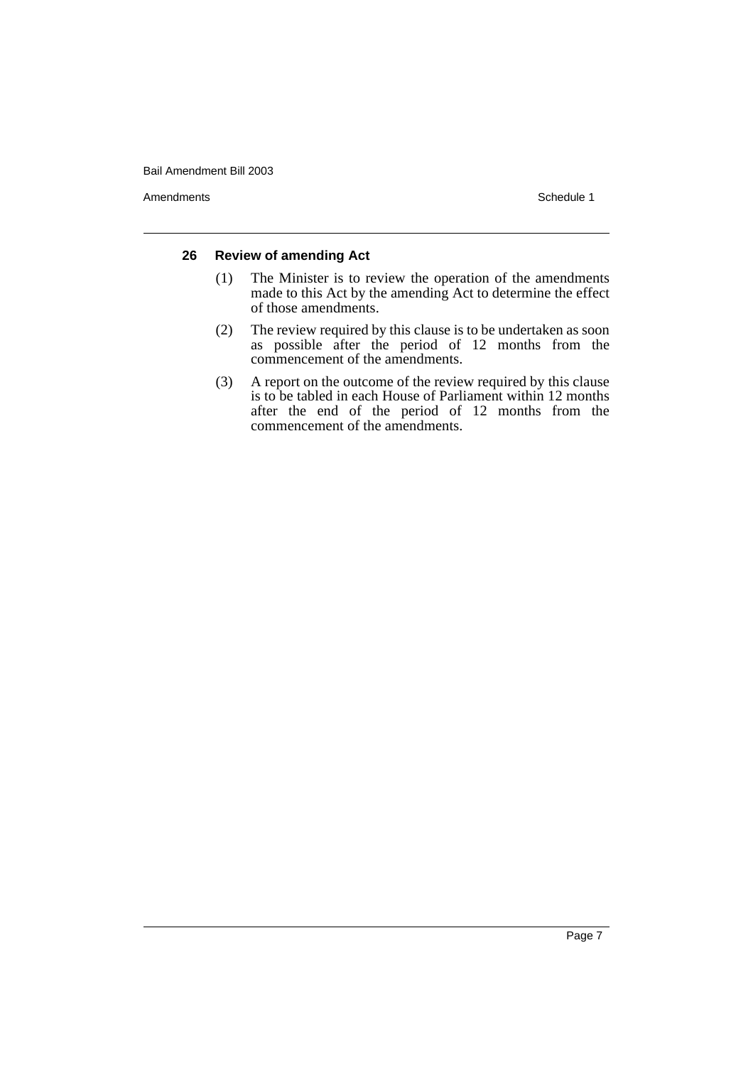### 26 Review of amending Act

(1) The Minister is to review the operation of the amendments made to this Act by the amending Act to determine the effect of those amendments.

(2) The review required by this clause is to be undertaken as soon as possible after the period of 12 months from the commencement of the amendments.

(3) A report on the outcome of the review required by this clause is to be tabled in each House of Parliament within 12 months after the end of the period of 12 months from the commencement of the amendments.